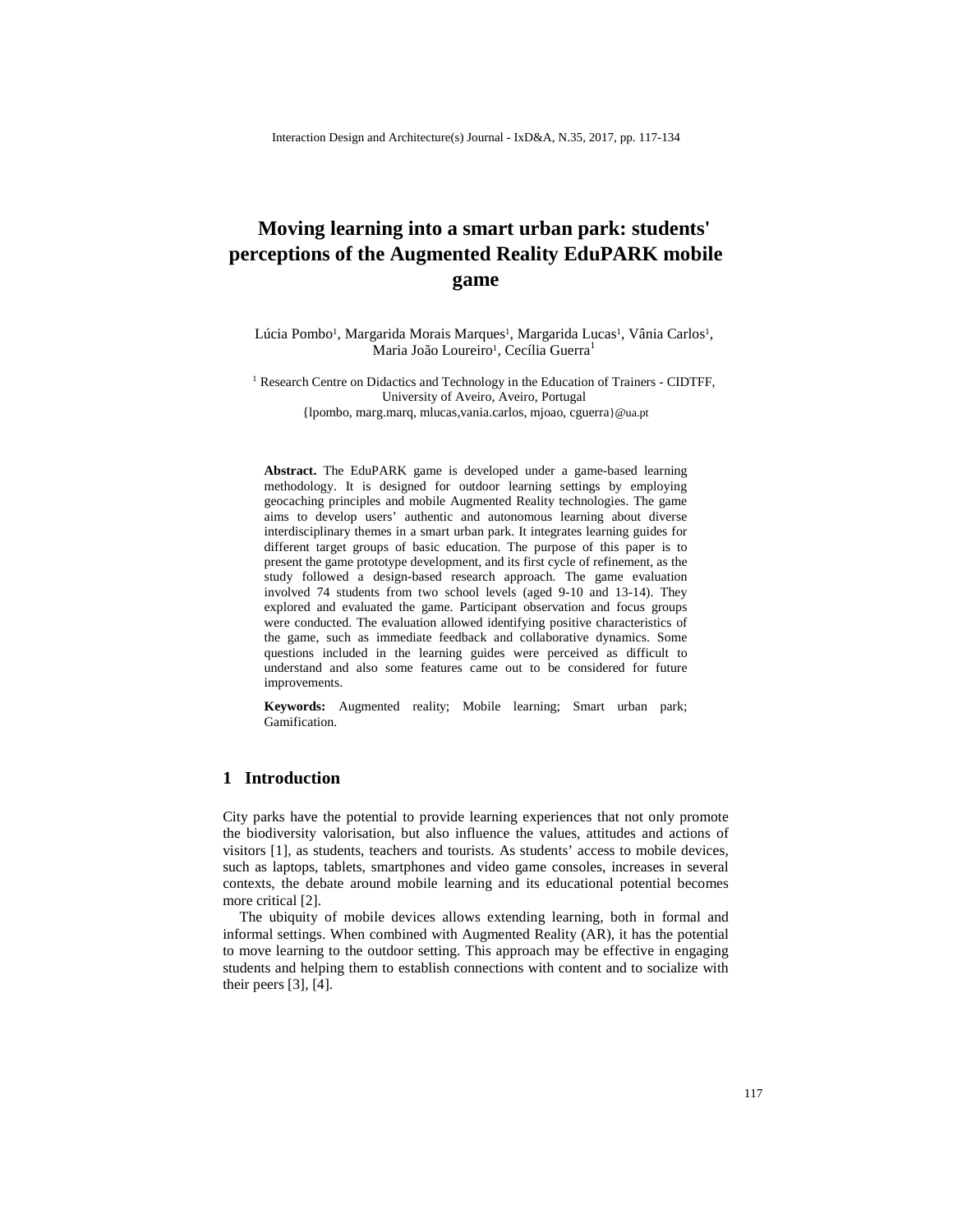# Moving learning into a smart urban park: students' perceptions of the Augmented Reality EduPARK mobile game

Lúcia Pombo[1], Margarida Morais Marques[1], Margarida Lucas[1], Vânia Carlos[1], Maria João Loureiro[1], Cecília Guerra[1]

[1] Research Centre on Didactics and Technology in the Education of Trainers - CIDTFF, University of Aveiro, Aveiro, Portugal
{lpombo, marg.marq, mlucas,vania.carlos, mjoao, cguerra}@ua.pt

**Abstract.** The EduPARK game is developed under a game-based learning methodology. It is designed for outdoor learning settings by employing geocaching principles and mobile Augmented Reality technologies. The game aims to develop users' authentic and autonomous learning about diverse interdisciplinary themes in a smart urban park. It integrates learning guides for different target groups of basic education. The purpose of this paper is to present the game prototype development, and its first cycle of refinement, as the study followed a design-based research approach. The game evaluation involved 74 students from two school levels (aged 9-10 and 13-14). They explored and evaluated the game. Participant observation and focus groups were conducted. The evaluation allowed identifying positive characteristics of the game, such as immediate feedback and collaborative dynamics. Some questions included in the learning guides were perceived as difficult to understand and also some features came out to be considered for future improvements.

**Keywords:** Augmented reality; Mobile learning; Smart urban park; Gamification.

## 1 Introduction

City parks have the potential to provide learning experiences that not only promote the biodiversity valorisation, but also influence the values, attitudes and actions of visitors [1], as students, teachers and tourists. As students' access to mobile devices, such as laptops, tablets, smartphones and video game consoles, increases in several contexts, the debate around mobile learning and its educational potential becomes more critical [2].

The ubiquity of mobile devices allows extending learning, both in formal and informal settings. When combined with Augmented Reality (AR), it has the potential to move learning to the outdoor setting. This approach may be effective in engaging students and helping them to establish connections with content and to socialize with their peers [3], [4].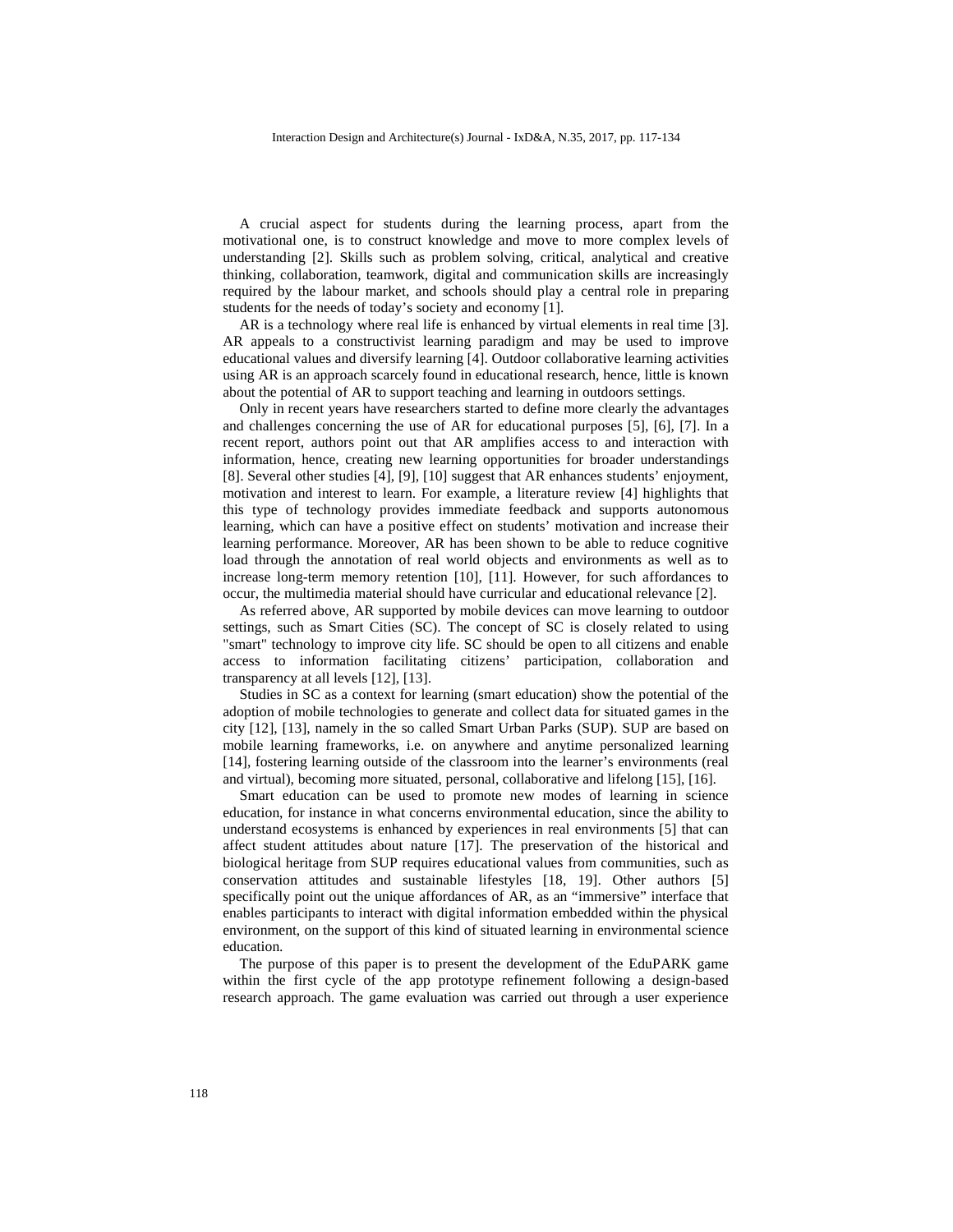A crucial aspect for students during the learning process, apart from the motivational one, is to construct knowledge and move to more complex levels of understanding [2]. Skills such as problem solving, critical, analytical and creative thinking, collaboration, teamwork, digital and communication skills are increasingly required by the labour market, and schools should play a central role in preparing students for the needs of today's society and economy [1].

AR is a technology where real life is enhanced by virtual elements in real time [3]. AR appeals to a constructivist learning paradigm and may be used to improve educational values and diversify learning [4]. Outdoor collaborative learning activities using AR is an approach scarcely found in educational research, hence, little is known about the potential of AR to support teaching and learning in outdoors settings.

Only in recent years have researchers started to define more clearly the advantages and challenges concerning the use of AR for educational purposes [5], [6], [7]. In a recent report, authors point out that AR amplifies access to and interaction with information, hence, creating new learning opportunities for broader understandings [8]. Several other studies [4], [9], [10] suggest that AR enhances students' enjoyment, motivation and interest to learn. For example, a literature review [4] highlights that this type of technology provides immediate feedback and supports autonomous learning, which can have a positive effect on students' motivation and increase their learning performance. Moreover, AR has been shown to be able to reduce cognitive load through the annotation of real world objects and environments as well as to increase long-term memory retention [10], [11]. However, for such affordances to occur, the multimedia material should have curricular and educational relevance [2].

As referred above, AR supported by mobile devices can move learning to outdoor settings, such as Smart Cities (SC). The concept of SC is closely related to using "smart" technology to improve city life. SC should be open to all citizens and enable access to information facilitating citizens' participation, collaboration and transparency at all levels [12], [13].

Studies in SC as a context for learning (smart education) show the potential of the adoption of mobile technologies to generate and collect data for situated games in the city [12], [13], namely in the so called Smart Urban Parks (SUP). SUP are based on mobile learning frameworks, i.e. on anywhere and anytime personalized learning [14], fostering learning outside of the classroom into the learner's environments (real and virtual), becoming more situated, personal, collaborative and lifelong [15], [16].

Smart education can be used to promote new modes of learning in science education, for instance in what concerns environmental education, since the ability to understand ecosystems is enhanced by experiences in real environments [5] that can affect student attitudes about nature [17]. The preservation of the historical and biological heritage from SUP requires educational values from communities, such as conservation attitudes and sustainable lifestyles [18, 19]. Other authors [5] specifically point out the unique affordances of AR, as an "immersive" interface that enables participants to interact with digital information embedded within the physical environment, on the support of this kind of situated learning in environmental science education.

The purpose of this paper is to present the development of the EduPARK game within the first cycle of the app prototype refinement following a design-based research approach. The game evaluation was carried out through a user experience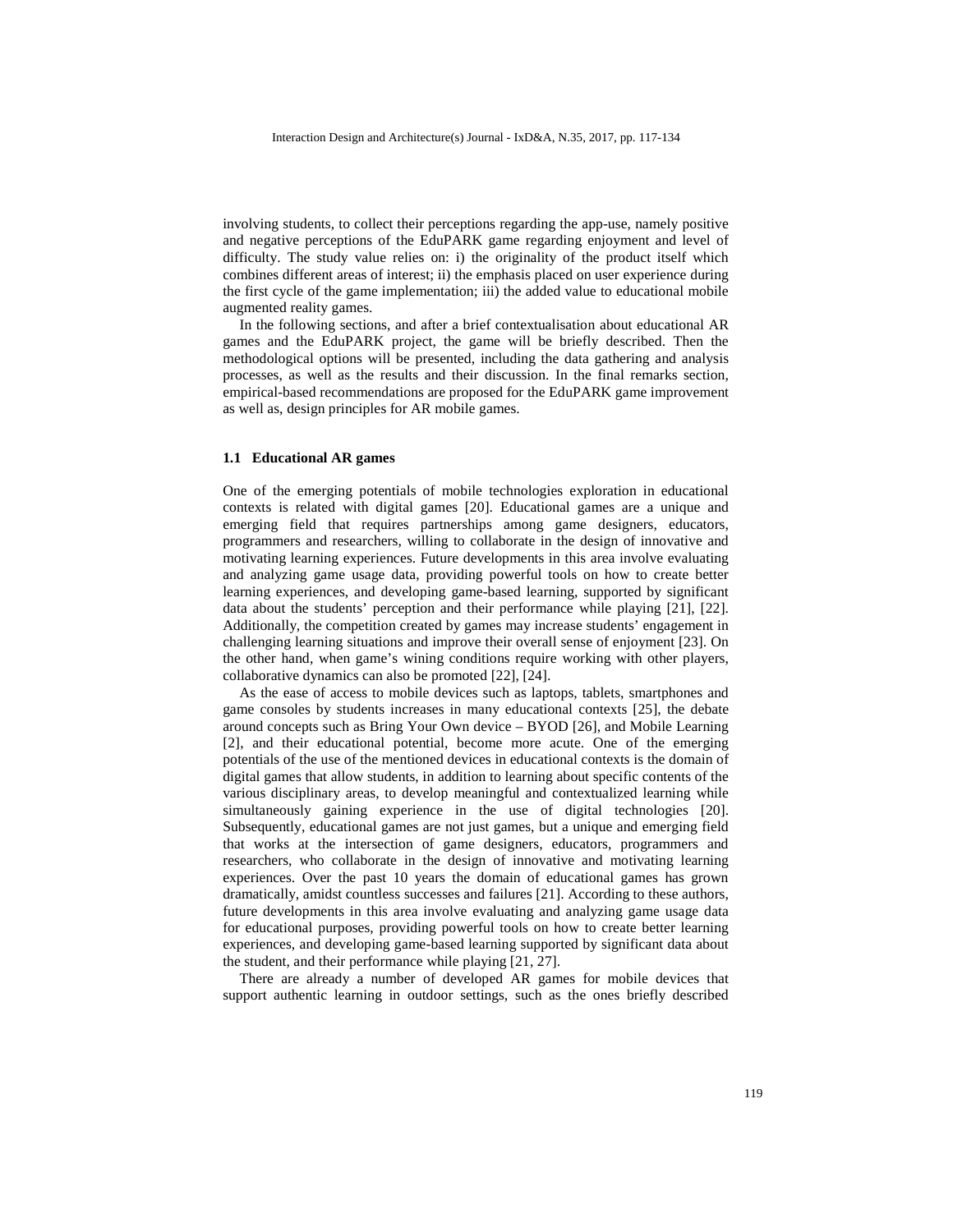involving students, to collect their perceptions regarding the app-use, namely positive and negative perceptions of the EduPARK game regarding enjoyment and level of difficulty. The study value relies on: i) the originality of the product itself which combines different areas of interest; ii) the emphasis placed on user experience during the first cycle of the game implementation; iii) the added value to educational mobile augmented reality games.

In the following sections, and after a brief contextualisation about educational AR games and the EduPARK project, the game will be briefly described. Then the methodological options will be presented, including the data gathering and analysis processes, as well as the results and their discussion. In the final remarks section, empirical-based recommendations are proposed for the EduPARK game improvement as well as, design principles for AR mobile games.

### 1.1 Educational AR games

One of the emerging potentials of mobile technologies exploration in educational contexts is related with digital games [20]. Educational games are a unique and emerging field that requires partnerships among game designers, educators, programmers and researchers, willing to collaborate in the design of innovative and motivating learning experiences. Future developments in this area involve evaluating and analyzing game usage data, providing powerful tools on how to create better learning experiences, and developing game-based learning, supported by significant data about the students' perception and their performance while playing [21], [22]. Additionally, the competition created by games may increase students' engagement in challenging learning situations and improve their overall sense of enjoyment [23]. On the other hand, when game's wining conditions require working with other players, collaborative dynamics can also be promoted [22], [24].

As the ease of access to mobile devices such as laptops, tablets, smartphones and game consoles by students increases in many educational contexts [25], the debate around concepts such as Bring Your Own device – BYOD [26], and Mobile Learning [2], and their educational potential, become more acute. One of the emerging potentials of the use of the mentioned devices in educational contexts is the domain of digital games that allow students, in addition to learning about specific contents of the various disciplinary areas, to develop meaningful and contextualized learning while simultaneously gaining experience in the use of digital technologies [20]. Subsequently, educational games are not just games, but a unique and emerging field that works at the intersection of game designers, educators, programmers and researchers, who collaborate in the design of innovative and motivating learning experiences. Over the past 10 years the domain of educational games has grown dramatically, amidst countless successes and failures [21]. According to these authors, future developments in this area involve evaluating and analyzing game usage data for educational purposes, providing powerful tools on how to create better learning experiences, and developing game-based learning supported by significant data about the student, and their performance while playing [21, 27].

There are already a number of developed AR games for mobile devices that support authentic learning in outdoor settings, such as the ones briefly described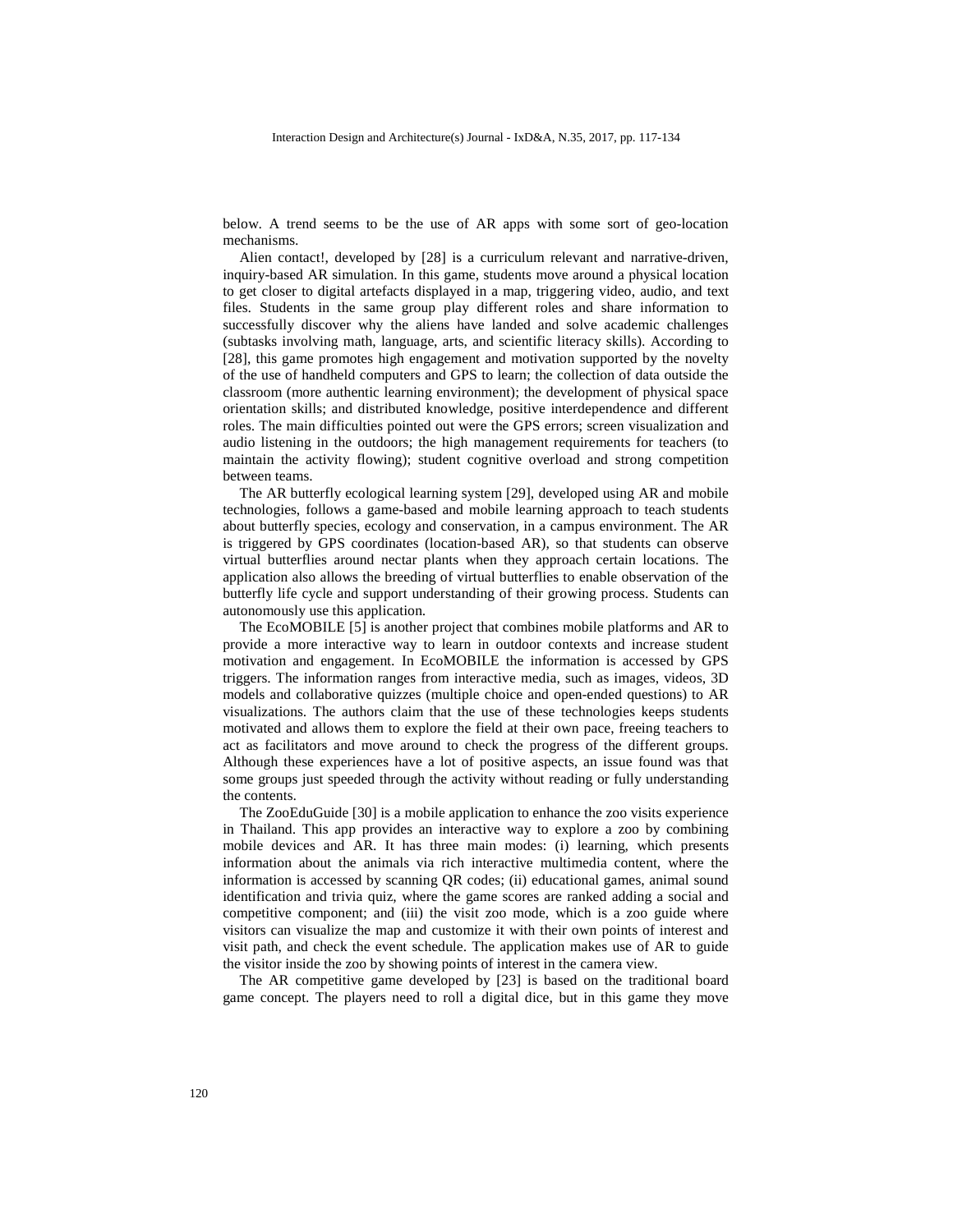below. A trend seems to be the use of AR apps with some sort of geo-location mechanisms.

Alien contact!, developed by [28] is a curriculum relevant and narrative-driven, inquiry-based AR simulation. In this game, students move around a physical location to get closer to digital artefacts displayed in a map, triggering video, audio, and text files. Students in the same group play different roles and share information to successfully discover why the aliens have landed and solve academic challenges (subtasks involving math, language, arts, and scientific literacy skills). According to [28], this game promotes high engagement and motivation supported by the novelty of the use of handheld computers and GPS to learn; the collection of data outside the classroom (more authentic learning environment); the development of physical space orientation skills; and distributed knowledge, positive interdependence and different roles. The main difficulties pointed out were the GPS errors; screen visualization and audio listening in the outdoors; the high management requirements for teachers (to maintain the activity flowing); student cognitive overload and strong competition between teams.

The AR butterfly ecological learning system [29], developed using AR and mobile technologies, follows a game-based and mobile learning approach to teach students about butterfly species, ecology and conservation, in a campus environment. The AR is triggered by GPS coordinates (location-based AR), so that students can observe virtual butterflies around nectar plants when they approach certain locations. The application also allows the breeding of virtual butterflies to enable observation of the butterfly life cycle and support understanding of their growing process. Students can autonomously use this application.

The EcoMOBILE [5] is another project that combines mobile platforms and AR to provide a more interactive way to learn in outdoor contexts and increase student motivation and engagement. In EcoMOBILE the information is accessed by GPS triggers. The information ranges from interactive media, such as images, videos, 3D models and collaborative quizzes (multiple choice and open-ended questions) to AR visualizations. The authors claim that the use of these technologies keeps students motivated and allows them to explore the field at their own pace, freeing teachers to act as facilitators and move around to check the progress of the different groups. Although these experiences have a lot of positive aspects, an issue found was that some groups just speeded through the activity without reading or fully understanding the contents.

The ZooEduGuide [30] is a mobile application to enhance the zoo visits experience in Thailand. This app provides an interactive way to explore a zoo by combining mobile devices and AR. It has three main modes: (i) learning, which presents information about the animals via rich interactive multimedia content, where the information is accessed by scanning QR codes; (ii) educational games, animal sound identification and trivia quiz, where the game scores are ranked adding a social and competitive component; and (iii) the visit zoo mode, which is a zoo guide where visitors can visualize the map and customize it with their own points of interest and visit path, and check the event schedule. The application makes use of AR to guide the visitor inside the zoo by showing points of interest in the camera view.

The AR competitive game developed by [23] is based on the traditional board game concept. The players need to roll a digital dice, but in this game they move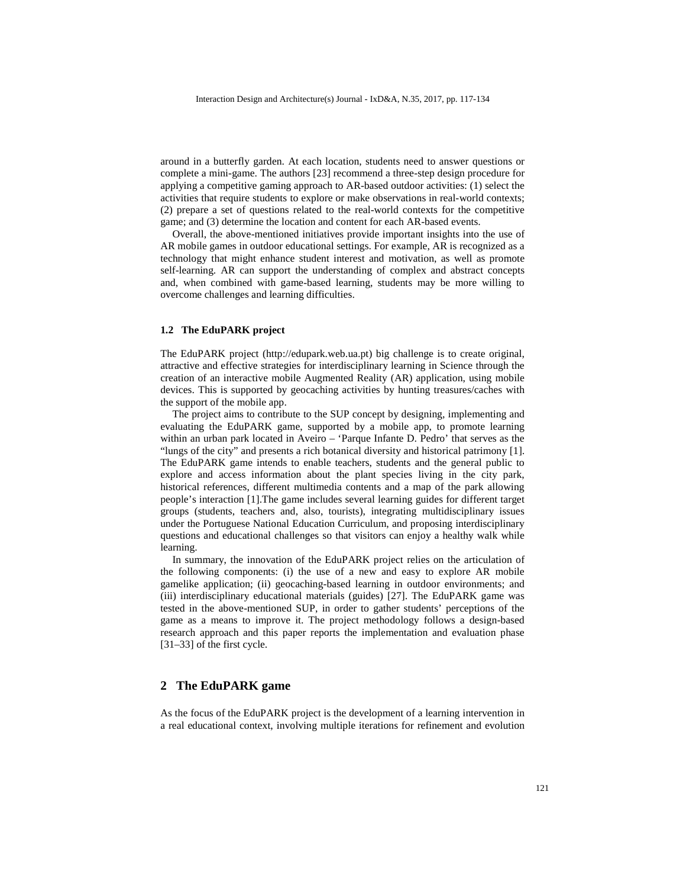around in a butterfly garden. At each location, students need to answer questions or complete a mini-game. The authors [23] recommend a three-step design procedure for applying a competitive gaming approach to AR-based outdoor activities: (1) select the activities that require students to explore or make observations in real-world contexts; (2) prepare a set of questions related to the real-world contexts for the competitive game; and (3) determine the location and content for each AR-based events.

Overall, the above-mentioned initiatives provide important insights into the use of AR mobile games in outdoor educational settings. For example, AR is recognized as a technology that might enhance student interest and motivation, as well as promote self-learning. AR can support the understanding of complex and abstract concepts and, when combined with game-based learning, students may be more willing to overcome challenges and learning difficulties.

### 1.2 The EduPARK project

The EduPARK project (http://edupark.web.ua.pt) big challenge is to create original, attractive and effective strategies for interdisciplinary learning in Science through the creation of an interactive mobile Augmented Reality (AR) application, using mobile devices. This is supported by geocaching activities by hunting treasures/caches with the support of the mobile app.

The project aims to contribute to the SUP concept by designing, implementing and evaluating the EduPARK game, supported by a mobile app, to promote learning within an urban park located in Aveiro – 'Parque Infante D. Pedro' that serves as the "lungs of the city" and presents a rich botanical diversity and historical patrimony [1]. The EduPARK game intends to enable teachers, students and the general public to explore and access information about the plant species living in the city park, historical references, different multimedia contents and a map of the park allowing people's interaction [1].The game includes several learning guides for different target groups (students, teachers and, also, tourists), integrating multidisciplinary issues under the Portuguese National Education Curriculum, and proposing interdisciplinary questions and educational challenges so that visitors can enjoy a healthy walk while learning.

In summary, the innovation of the EduPARK project relies on the articulation of the following components: (i) the use of a new and easy to explore AR mobile gamelike application; (ii) geocaching-based learning in outdoor environments; and (iii) interdisciplinary educational materials (guides) [27]. The EduPARK game was tested in the above-mentioned SUP, in order to gather students' perceptions of the game as a means to improve it. The project methodology follows a design-based research approach and this paper reports the implementation and evaluation phase [31–33] of the first cycle.

## 2 The EduPARK game

As the focus of the EduPARK project is the development of a learning intervention in a real educational context, involving multiple iterations for refinement and evolution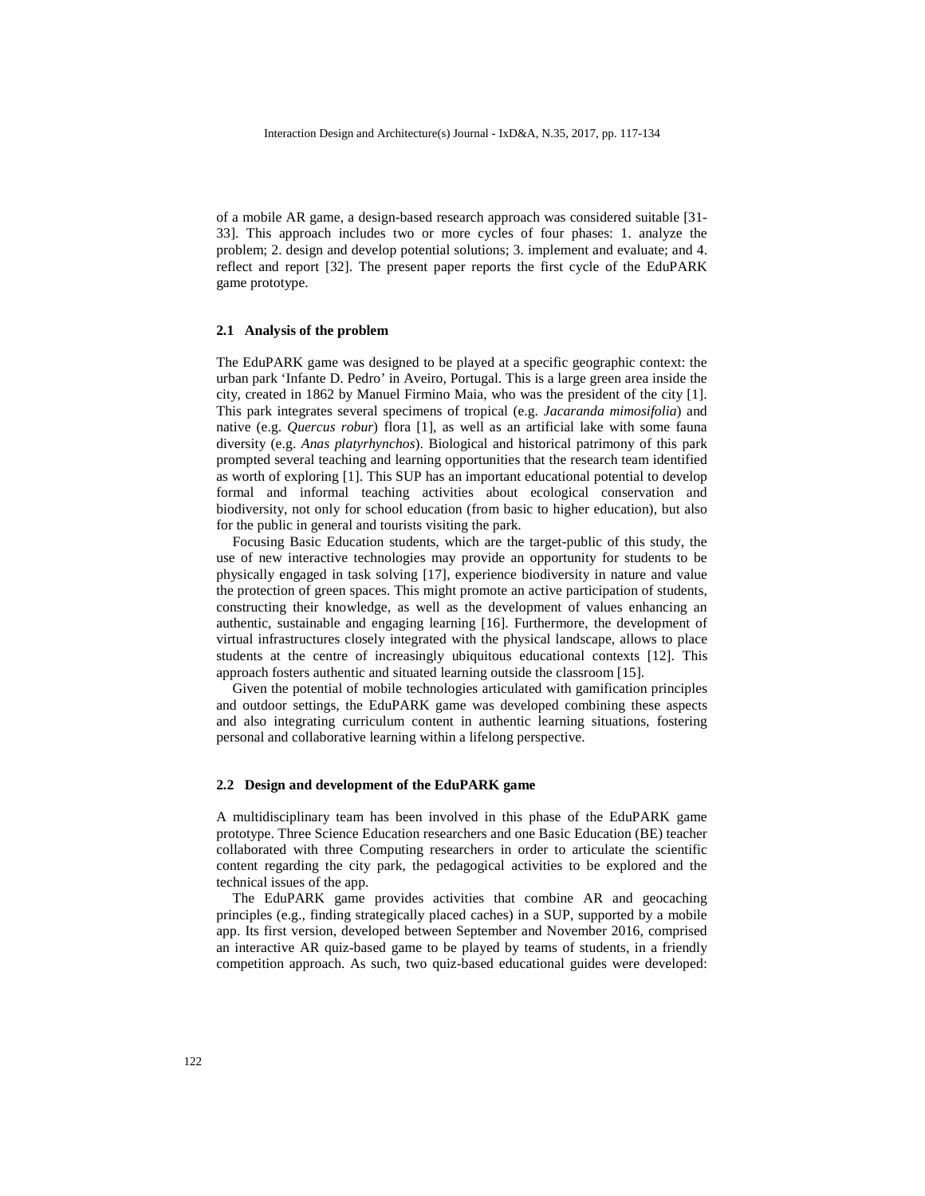of a mobile AR game, a design-based research approach was considered suitable [31-33]. This approach includes two or more cycles of four phases: 1. analyze the problem; 2. design and develop potential solutions; 3. implement and evaluate; and 4. reflect and report [32]. The present paper reports the first cycle of the EduPARK game prototype.

### 2.1 Analysis of the problem

The EduPARK game was designed to be played at a specific geographic context: the urban park 'Infante D. Pedro' in Aveiro, Portugal. This is a large green area inside the city, created in 1862 by Manuel Firmino Maia, who was the president of the city [1]. This park integrates several specimens of tropical (e.g. *Jacaranda mimosifolia*) and native (e.g. *Quercus robur*) flora [1], as well as an artificial lake with some fauna diversity (e.g. *Anas platyrhynchos*). Biological and historical patrimony of this park prompted several teaching and learning opportunities that the research team identified as worth of exploring [1]. This SUP has an important educational potential to develop formal and informal teaching activities about ecological conservation and biodiversity, not only for school education (from basic to higher education), but also for the public in general and tourists visiting the park.

Focusing Basic Education students, which are the target-public of this study, the use of new interactive technologies may provide an opportunity for students to be physically engaged in task solving [17], experience biodiversity in nature and value the protection of green spaces. This might promote an active participation of students, constructing their knowledge, as well as the development of values enhancing an authentic, sustainable and engaging learning [16]. Furthermore, the development of virtual infrastructures closely integrated with the physical landscape, allows to place students at the centre of increasingly ubiquitous educational contexts [12]. This approach fosters authentic and situated learning outside the classroom [15].

Given the potential of mobile technologies articulated with gamification principles and outdoor settings, the EduPARK game was developed combining these aspects and also integrating curriculum content in authentic learning situations, fostering personal and collaborative learning within a lifelong perspective.

### 2.2 Design and development of the EduPARK game

A multidisciplinary team has been involved in this phase of the EduPARK game prototype. Three Science Education researchers and one Basic Education (BE) teacher collaborated with three Computing researchers in order to articulate the scientific content regarding the city park, the pedagogical activities to be explored and the technical issues of the app.

The EduPARK game provides activities that combine AR and geocaching principles (e.g., finding strategically placed caches) in a SUP, supported by a mobile app. Its first version, developed between September and November 2016, comprised an interactive AR quiz-based game to be played by teams of students, in a friendly competition approach. As such, two quiz-based educational guides were developed: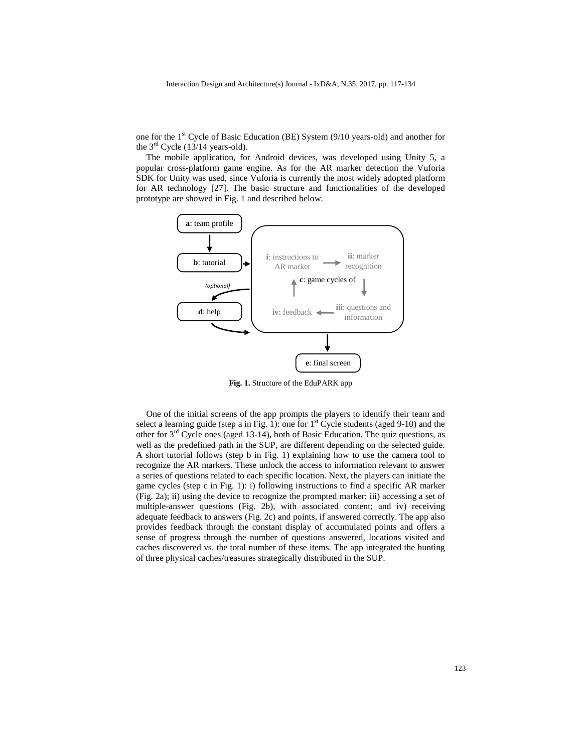one for the 1st Cycle of Basic Education (BE) System (9/10 years-old) and another for the 3rd Cycle (13/14 years-old).

The mobile application, for Android devices, was developed using Unity 5, a popular cross-platform game engine. As for the AR marker detection the Vuforia SDK for Unity was used, since Vuforia is currently the most widely adopted platform for AR technology [27]. The basic structure and functionalities of the developed prototype are showed in Fig. 1 and described below.

**a**: team profile

**b**: tutorial

*(optional)*

**d**: help

**i**: instructions to AR marker

**ii**: marker recognition

**c**: game cycles of

**iii**: questions and information

**iv**: feedback

**e**: final screen

**Fig. 1.** Structure of the EduPARK app

One of the initial screens of the app prompts the players to identify their team and select a learning guide (step a in Fig. 1): one for 1st Cycle students (aged 9-10) and the other for 3rd Cycle ones (aged 13-14), both of Basic Education. The quiz questions, as well as the predefined path in the SUP, are different depending on the selected guide. A short tutorial follows (step b in Fig. 1) explaining how to use the camera tool to recognize the AR markers. These unlock the access to information relevant to answer a series of questions related to each specific location. Next, the players can initiate the game cycles (step c in Fig. 1): i) following instructions to find a specific AR marker (Fig. 2a); ii) using the device to recognize the prompted marker; iii) accessing a set of multiple-answer questions (Fig. 2b), with associated content; and iv) receiving adequate feedback to answers (Fig. 2c) and points, if answered correctly. The app also provides feedback through the constant display of accumulated points and offers a sense of progress through the number of questions answered, locations visited and caches discovered vs. the total number of these items. The app integrated the hunting of three physical caches/treasures strategically distributed in the SUP.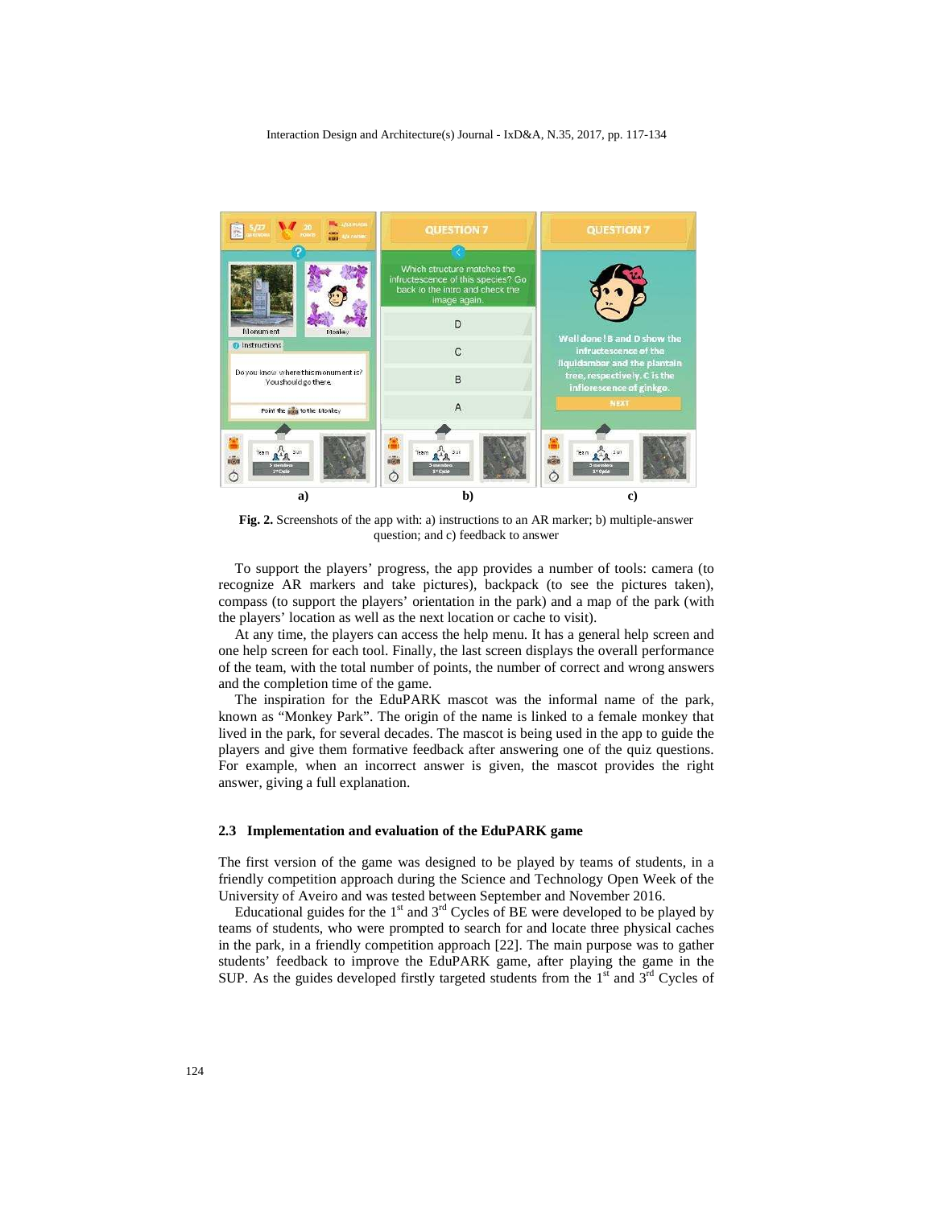**Fig. 2.** Screenshots of the app with: a) instructions to an AR marker; b) multiple-answer question; and c) feedback to answer

To support the players' progress, the app provides a number of tools: camera (to recognize AR markers and take pictures), backpack (to see the pictures taken), compass (to support the players' orientation in the park) and a map of the park (with the players' location as well as the next location or cache to visit).

At any time, the players can access the help menu. It has a general help screen and one help screen for each tool. Finally, the last screen displays the overall performance of the team, with the total number of points, the number of correct and wrong answers and the completion time of the game.

The inspiration for the EduPARK mascot was the informal name of the park, known as "Monkey Park". The origin of the name is linked to a female monkey that lived in the park, for several decades. The mascot is being used in the app to guide the players and give them formative feedback after answering one of the quiz questions. For example, when an incorrect answer is given, the mascot provides the right answer, giving a full explanation.

### 2.3 Implementation and evaluation of the EduPARK game

The first version of the game was designed to be played by teams of students, in a friendly competition approach during the Science and Technology Open Week of the University of Aveiro and was tested between September and November 2016.

Educational guides for the 1st and 3rd Cycles of BE were developed to be played by teams of students, who were prompted to search for and locate three physical caches in the park, in a friendly competition approach [22]. The main purpose was to gather students' feedback to improve the EduPARK game, after playing the game in the SUP. As the guides developed firstly targeted students from the 1st and 3rd Cycles of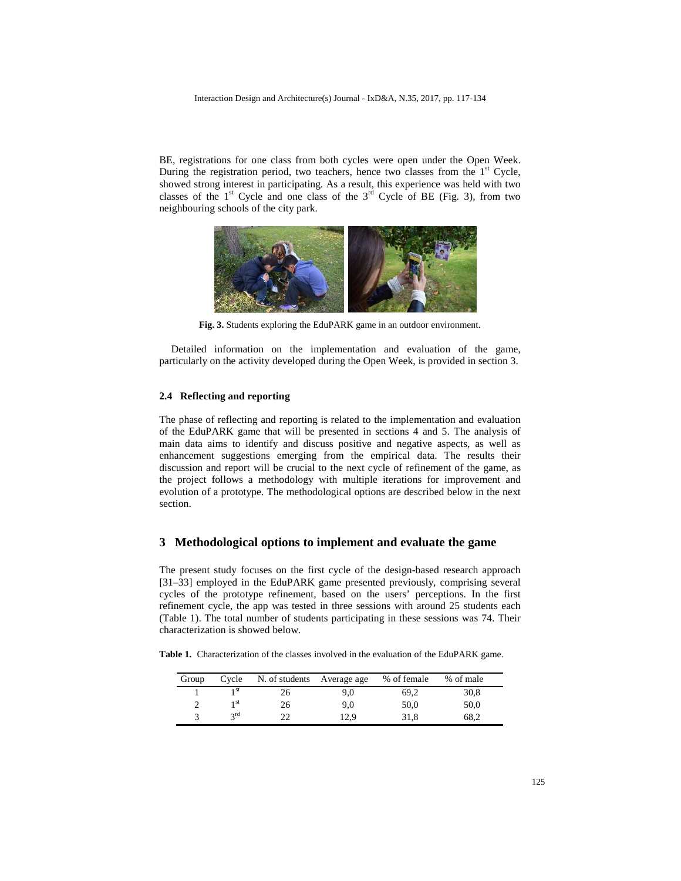BE, registrations for one class from both cycles were open under the Open Week. During the registration period, two teachers, hence two classes from the 1st Cycle, showed strong interest in participating. As a result, this experience was held with two classes of the 1st Cycle and one class of the 3rd Cycle of BE (Fig. 3), from two neighbouring schools of the city park.

**Fig. 3.** Students exploring the EduPARK game in an outdoor environment.

Detailed information on the implementation and evaluation of the game, particularly on the activity developed during the Open Week, is provided in section 3.

### 2.4 Reflecting and reporting

The phase of reflecting and reporting is related to the implementation and evaluation of the EduPARK game that will be presented in sections 4 and 5. The analysis of main data aims to identify and discuss positive and negative aspects, as well as enhancement suggestions emerging from the empirical data. The results their discussion and report will be crucial to the next cycle of refinement of the game, as the project follows a methodology with multiple iterations for improvement and evolution of a prototype. The methodological options are described below in the next section.

## 3 Methodological options to implement and evaluate the game

The present study focuses on the first cycle of the design-based research approach [31–33] employed in the EduPARK game presented previously, comprising several cycles of the prototype refinement, based on the users' perceptions. In the first refinement cycle, the app was tested in three sessions with around 25 students each (Table 1). The total number of students participating in these sessions was 74. Their characterization is showed below.

**Table 1.** Characterization of the classes involved in the evaluation of the EduPARK game.

| Group | Cycle | N. of students | Average age | % of female | % of male |
|---|---|---|---|---|---|
| 1 | 1st | 26 | 9,0 | 69,2 | 30,8 |
| 2 | 1st | 26 | 9,0 | 50,0 | 50,0 |
| 3 | 3rd | 22 | 12,9 | 31,8 | 68,2 |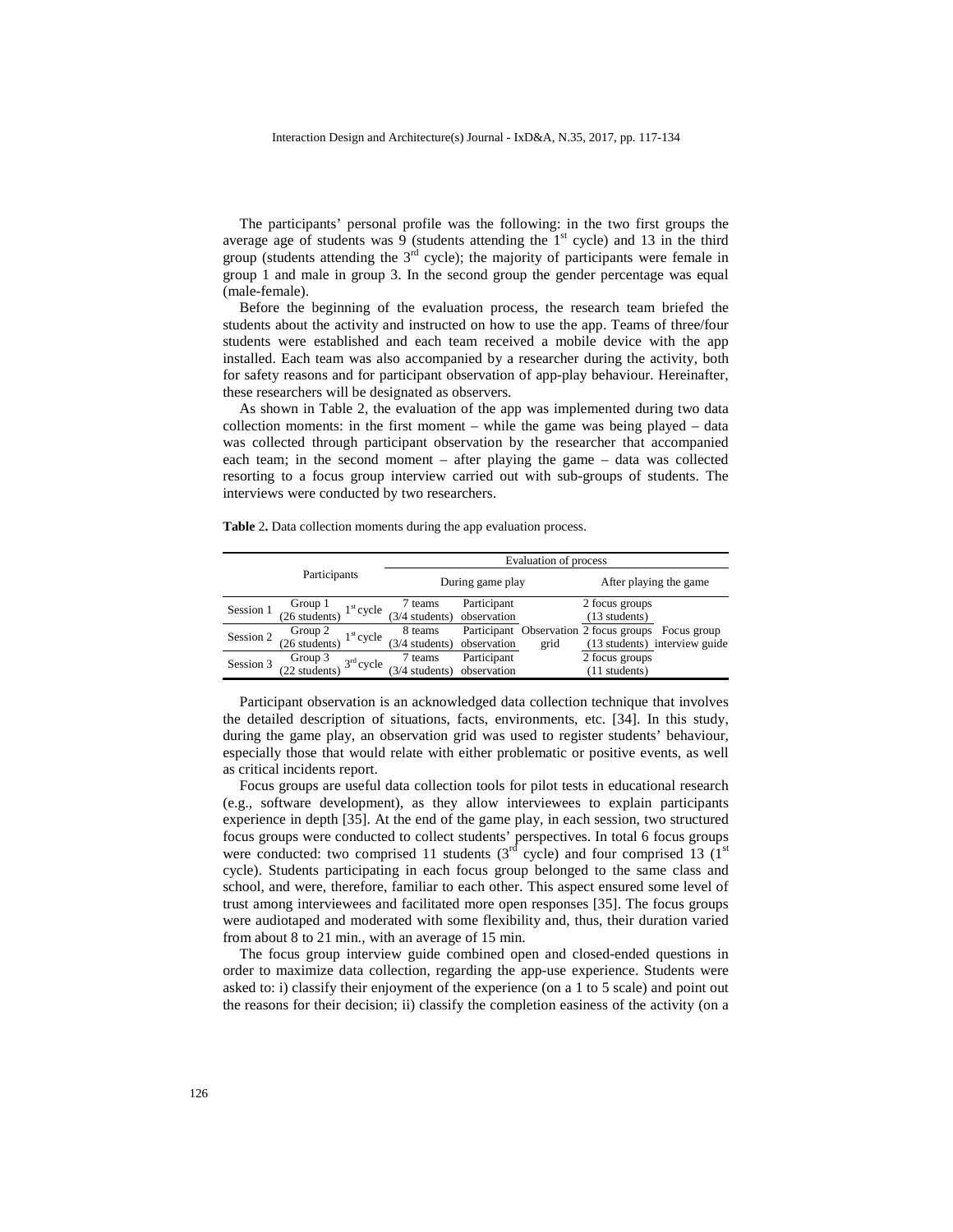The participants' personal profile was the following: in the two first groups the average age of students was 9 (students attending the 1st cycle) and 13 in the third group (students attending the 3rd cycle); the majority of participants were female in group 1 and male in group 3. In the second group the gender percentage was equal (male-female).

Before the beginning of the evaluation process, the research team briefed the students about the activity and instructed on how to use the app. Teams of three/four students were established and each team received a mobile device with the app installed. Each team was also accompanied by a researcher during the activity, both for safety reasons and for participant observation of app-play behaviour. Hereinafter, these researchers will be designated as observers.

As shown in Table 2, the evaluation of the app was implemented during two data collection moments: in the first moment – while the game was being played – data was collected through participant observation by the researcher that accompanied each team; in the second moment – after playing the game – data was collected resorting to a focus group interview carried out with sub-groups of students. The interviews were conducted by two researchers.

**Table 2.** Data collection moments during the app evaluation process.

| Participants | | | Evaluation of process | | | | |
|---|---|---|---|---|---|---|---|
| | | | During game play | | | After playing the game | |
| Session 1 | Group 1 (26 students) | 1st cycle | 7 teams (3/4 students) | Participant observation | Observation grid | 2 focus groups (13 students) | Focus group interview guide |
| Session 2 | Group 2 (26 students) | 1st cycle | 8 teams (3/4 students) | Participant observation | | 2 focus groups (13 students) | |
| Session 3 | Group 3 (22 students) | 3rd cycle | 7 teams (3/4 students) | Participant observation | | 2 focus groups (11 students) | |

Participant observation is an acknowledged data collection technique that involves the detailed description of situations, facts, environments, etc. [34]. In this study, during the game play, an observation grid was used to register students' behaviour, especially those that would relate with either problematic or positive events, as well as critical incidents report.

Focus groups are useful data collection tools for pilot tests in educational research (e.g., software development), as they allow interviewees to explain participants experience in depth [35]. At the end of the game play, in each session, two structured focus groups were conducted to collect students' perspectives. In total 6 focus groups were conducted: two comprised 11 students (3rd cycle) and four comprised 13 (1st cycle). Students participating in each focus group belonged to the same class and school, and were, therefore, familiar to each other. This aspect ensured some level of trust among interviewees and facilitated more open responses [35]. The focus groups were audiotaped and moderated with some flexibility and, thus, their duration varied from about 8 to 21 min., with an average of 15 min.

The focus group interview guide combined open and closed-ended questions in order to maximize data collection, regarding the app-use experience. Students were asked to: i) classify their enjoyment of the experience (on a 1 to 5 scale) and point out the reasons for their decision; ii) classify the completion easiness of the activity (on a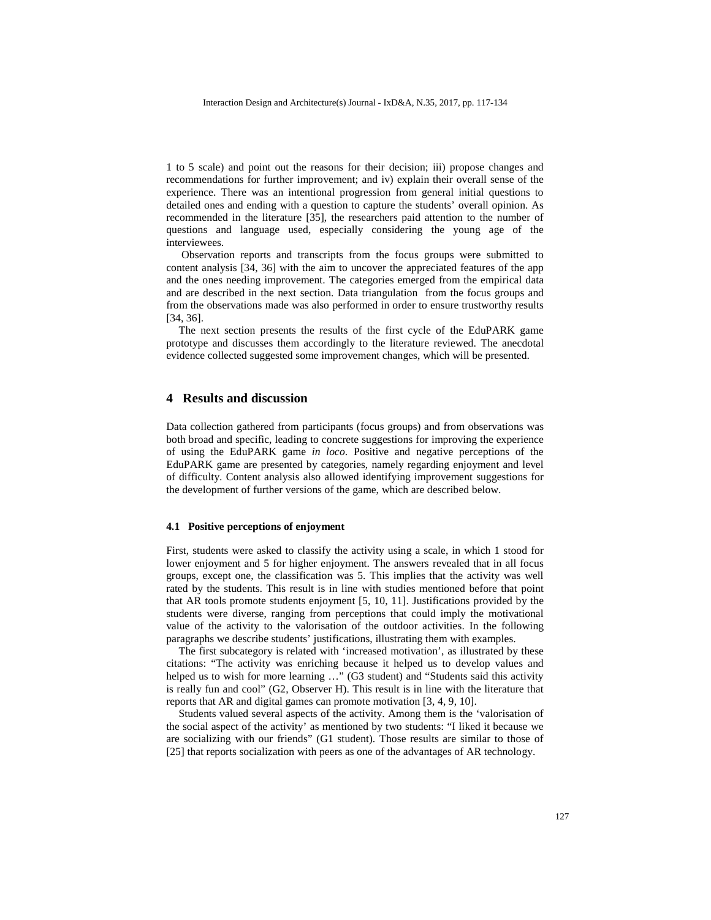1 to 5 scale) and point out the reasons for their decision; iii) propose changes and recommendations for further improvement; and iv) explain their overall sense of the experience. There was an intentional progression from general initial questions to detailed ones and ending with a question to capture the students' overall opinion. As recommended in the literature [35], the researchers paid attention to the number of questions and language used, especially considering the young age of the interviewees.

Observation reports and transcripts from the focus groups were submitted to content analysis [34, 36] with the aim to uncover the appreciated features of the app and the ones needing improvement. The categories emerged from the empirical data and are described in the next section. Data triangulation from the focus groups and from the observations made was also performed in order to ensure trustworthy results [34, 36].

The next section presents the results of the first cycle of the EduPARK game prototype and discusses them accordingly to the literature reviewed. The anecdotal evidence collected suggested some improvement changes, which will be presented.

## 4 Results and discussion

Data collection gathered from participants (focus groups) and from observations was both broad and specific, leading to concrete suggestions for improving the experience of using the EduPARK game *in loco*. Positive and negative perceptions of the EduPARK game are presented by categories, namely regarding enjoyment and level of difficulty. Content analysis also allowed identifying improvement suggestions for the development of further versions of the game, which are described below.

### 4.1 Positive perceptions of enjoyment

First, students were asked to classify the activity using a scale, in which 1 stood for lower enjoyment and 5 for higher enjoyment. The answers revealed that in all focus groups, except one, the classification was 5. This implies that the activity was well rated by the students. This result is in line with studies mentioned before that point that AR tools promote students enjoyment [5, 10, 11]. Justifications provided by the students were diverse, ranging from perceptions that could imply the motivational value of the activity to the valorisation of the outdoor activities. In the following paragraphs we describe students' justifications, illustrating them with examples.

The first subcategory is related with 'increased motivation', as illustrated by these citations: "The activity was enriching because it helped us to develop values and helped us to wish for more learning …" (G3 student) and "Students said this activity is really fun and cool" (G2, Observer H). This result is in line with the literature that reports that AR and digital games can promote motivation [3, 4, 9, 10].

Students valued several aspects of the activity. Among them is the 'valorisation of the social aspect of the activity' as mentioned by two students: "I liked it because we are socializing with our friends" (G1 student). Those results are similar to those of [25] that reports socialization with peers as one of the advantages of AR technology.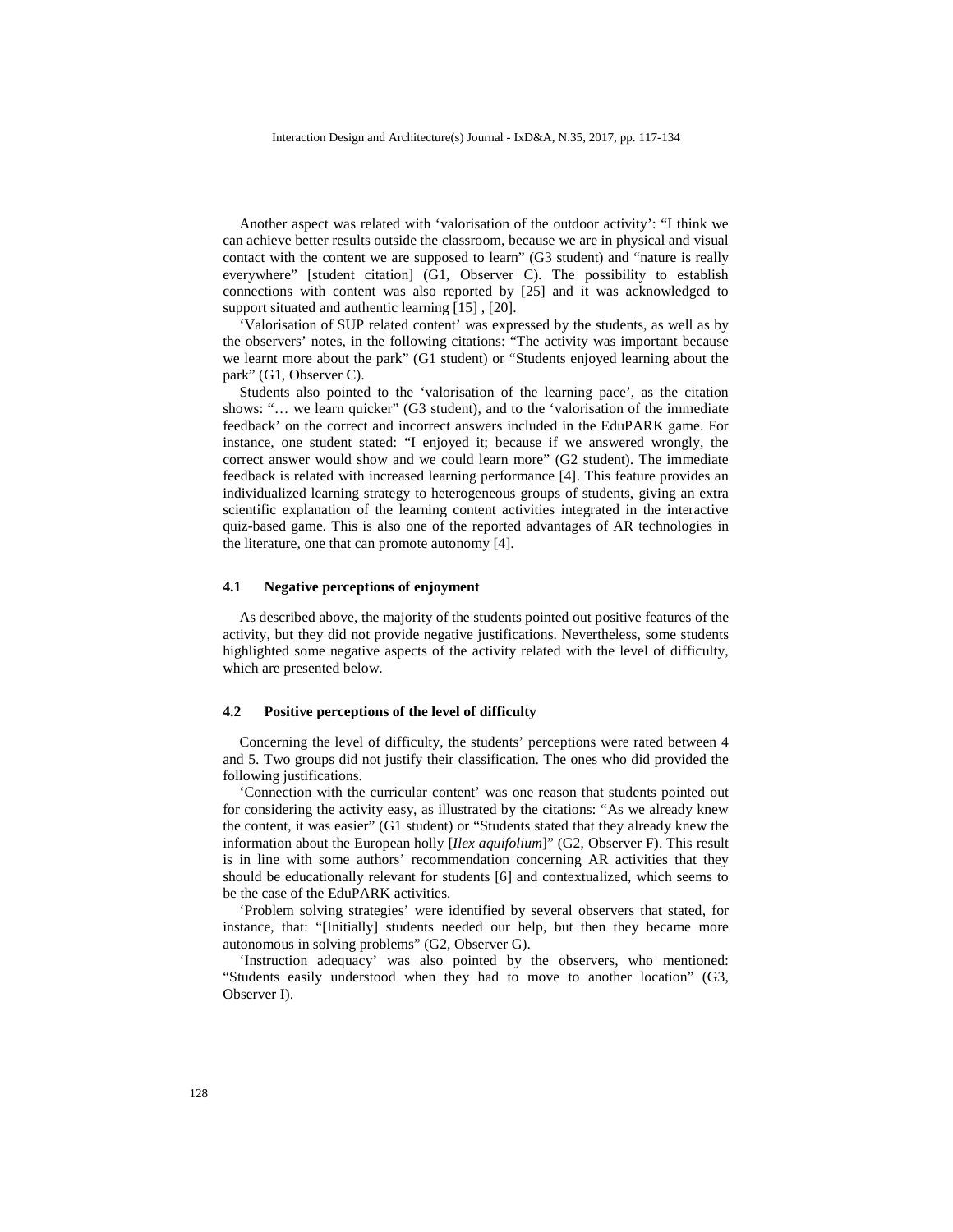Another aspect was related with 'valorisation of the outdoor activity': "I think we can achieve better results outside the classroom, because we are in physical and visual contact with the content we are supposed to learn" (G3 student) and "nature is really everywhere" [student citation] (G1, Observer C). The possibility to establish connections with content was also reported by [25] and it was acknowledged to support situated and authentic learning [15] , [20].

'Valorisation of SUP related content' was expressed by the students, as well as by the observers' notes, in the following citations: "The activity was important because we learnt more about the park" (G1 student) or "Students enjoyed learning about the park" (G1, Observer C).

Students also pointed to the 'valorisation of the learning pace', as the citation shows: "… we learn quicker" (G3 student), and to the 'valorisation of the immediate feedback' on the correct and incorrect answers included in the EduPARK game. For instance, one student stated: "I enjoyed it; because if we answered wrongly, the correct answer would show and we could learn more" (G2 student). The immediate feedback is related with increased learning performance [4]. This feature provides an individualized learning strategy to heterogeneous groups of students, giving an extra scientific explanation of the learning content activities integrated in the interactive quiz-based game. This is also one of the reported advantages of AR technologies in the literature, one that can promote autonomy [4].

### 4.1 Negative perceptions of enjoyment

As described above, the majority of the students pointed out positive features of the activity, but they did not provide negative justifications. Nevertheless, some students highlighted some negative aspects of the activity related with the level of difficulty, which are presented below.

### 4.2 Positive perceptions of the level of difficulty

Concerning the level of difficulty, the students' perceptions were rated between 4 and 5. Two groups did not justify their classification. The ones who did provided the following justifications.

'Connection with the curricular content' was one reason that students pointed out for considering the activity easy, as illustrated by the citations: "As we already knew the content, it was easier" (G1 student) or "Students stated that they already knew the information about the European holly [*Ilex aquifolium*]" (G2, Observer F). This result is in line with some authors' recommendation concerning AR activities that they should be educationally relevant for students [6] and contextualized, which seems to be the case of the EduPARK activities.

'Problem solving strategies' were identified by several observers that stated, for instance, that: "[Initially] students needed our help, but then they became more autonomous in solving problems" (G2, Observer G).

'Instruction adequacy' was also pointed by the observers, who mentioned: "Students easily understood when they had to move to another location" (G3, Observer I).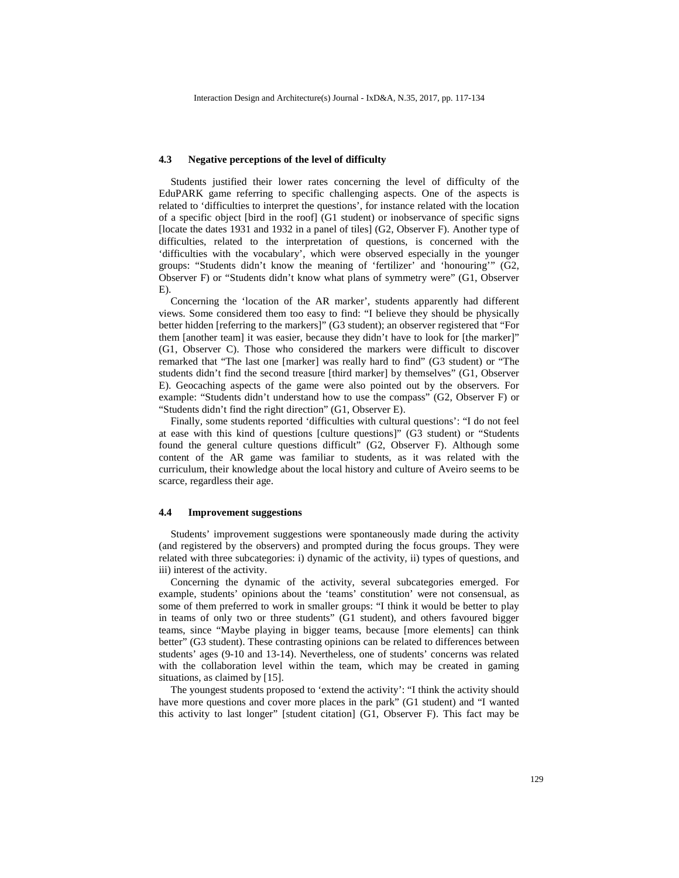### 4.3 Negative perceptions of the level of difficulty

Students justified their lower rates concerning the level of difficulty of the EduPARK game referring to specific challenging aspects. One of the aspects is related to 'difficulties to interpret the questions', for instance related with the location of a specific object [bird in the roof] (G1 student) or inobservance of specific signs [locate the dates 1931 and 1932 in a panel of tiles] (G2, Observer F). Another type of difficulties, related to the interpretation of questions, is concerned with the 'difficulties with the vocabulary', which were observed especially in the younger groups: "Students didn't know the meaning of 'fertilizer' and 'honouring'" (G2, Observer F) or "Students didn't know what plans of symmetry were" (G1, Observer E).

Concerning the 'location of the AR marker', students apparently had different views. Some considered them too easy to find: "I believe they should be physically better hidden [referring to the markers]" (G3 student); an observer registered that "For them [another team] it was easier, because they didn't have to look for [the marker]" (G1, Observer C). Those who considered the markers were difficult to discover remarked that "The last one [marker] was really hard to find" (G3 student) or "The students didn't find the second treasure [third marker] by themselves" (G1, Observer E). Geocaching aspects of the game were also pointed out by the observers. For example: "Students didn't understand how to use the compass" (G2, Observer F) or "Students didn't find the right direction" (G1, Observer E).

Finally, some students reported 'difficulties with cultural questions': "I do not feel at ease with this kind of questions [culture questions]" (G3 student) or "Students found the general culture questions difficult" (G2, Observer F). Although some content of the AR game was familiar to students, as it was related with the curriculum, their knowledge about the local history and culture of Aveiro seems to be scarce, regardless their age.

### 4.4 Improvement suggestions

Students' improvement suggestions were spontaneously made during the activity (and registered by the observers) and prompted during the focus groups. They were related with three subcategories: i) dynamic of the activity, ii) types of questions, and iii) interest of the activity.

Concerning the dynamic of the activity, several subcategories emerged. For example, students' opinions about the 'teams' constitution' were not consensual, as some of them preferred to work in smaller groups: "I think it would be better to play in teams of only two or three students" (G1 student), and others favoured bigger teams, since "Maybe playing in bigger teams, because [more elements] can think better" (G3 student). These contrasting opinions can be related to differences between students' ages (9-10 and 13-14). Nevertheless, one of students' concerns was related with the collaboration level within the team, which may be created in gaming situations, as claimed by [15].

The youngest students proposed to 'extend the activity': "I think the activity should have more questions and cover more places in the park" (G1 student) and "I wanted this activity to last longer" [student citation] (G1, Observer F). This fact may be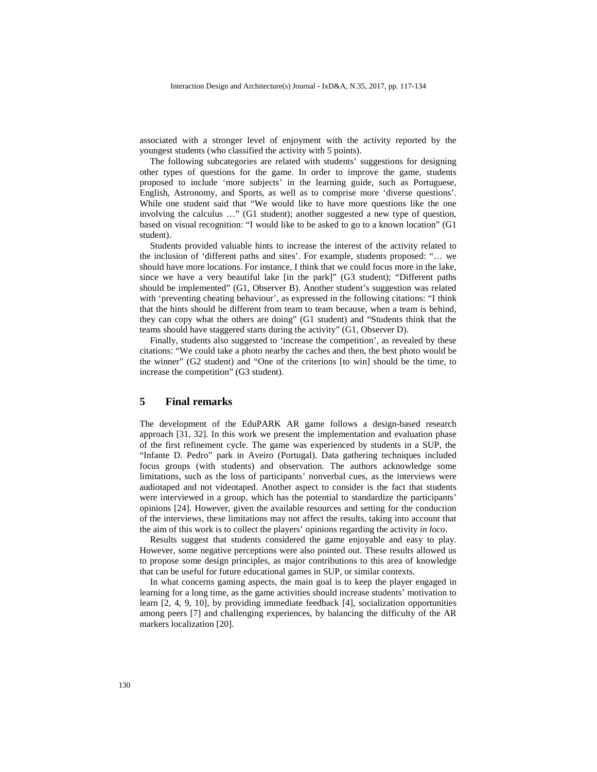associated with a stronger level of enjoyment with the activity reported by the youngest students (who classified the activity with 5 points).

The following subcategories are related with students' suggestions for designing other types of questions for the game. In order to improve the game, students proposed to include 'more subjects' in the learning guide, such as Portuguese, English, Astronomy, and Sports, as well as to comprise more 'diverse questions'. While one student said that "We would like to have more questions like the one involving the calculus …" (G1 student); another suggested a new type of question, based on visual recognition: "I would like to be asked to go to a known location" (G1 student).

Students provided valuable hints to increase the interest of the activity related to the inclusion of 'different paths and sites'. For example, students proposed: "… we should have more locations. For instance, I think that we could focus more in the lake, since we have a very beautiful lake [in the park]" (G3 student); "Different paths should be implemented" (G1, Observer B). Another student's suggestion was related with 'preventing cheating behaviour', as expressed in the following citations: "I think that the hints should be different from team to team because, when a team is behind, they can copy what the others are doing" (G1 student) and "Students think that the teams should have staggered starts during the activity" (G1, Observer D).

Finally, students also suggested to 'increase the competition', as revealed by these citations: "We could take a photo nearby the caches and then, the best photo would be the winner" (G2 student) and "One of the criterions [to win] should be the time, to increase the competition" (G3 student).

## 5 Final remarks

The development of the EduPARK AR game follows a design-based research approach [31, 32]. In this work we present the implementation and evaluation phase of the first refinement cycle. The game was experienced by students in a SUP, the "Infante D. Pedro" park in Aveiro (Portugal). Data gathering techniques included focus groups (with students) and observation. The authors acknowledge some limitations, such as the loss of participants' nonverbal cues, as the interviews were audiotaped and not videotaped. Another aspect to consider is the fact that students were interviewed in a group, which has the potential to standardize the participants' opinions [24]. However, given the available resources and setting for the conduction of the interviews, these limitations may not affect the results, taking into account that the aim of this work is to collect the players' opinions regarding the activity *in loco*.

Results suggest that students considered the game enjoyable and easy to play. However, some negative perceptions were also pointed out. These results allowed us to propose some design principles, as major contributions to this area of knowledge that can be useful for future educational games in SUP, or similar contexts.

In what concerns gaming aspects, the main goal is to keep the player engaged in learning for a long time, as the game activities should increase students' motivation to learn [2, 4, 9, 10], by providing immediate feedback [4], socialization opportunities among peers [7] and challenging experiences, by balancing the difficulty of the AR markers localization [20].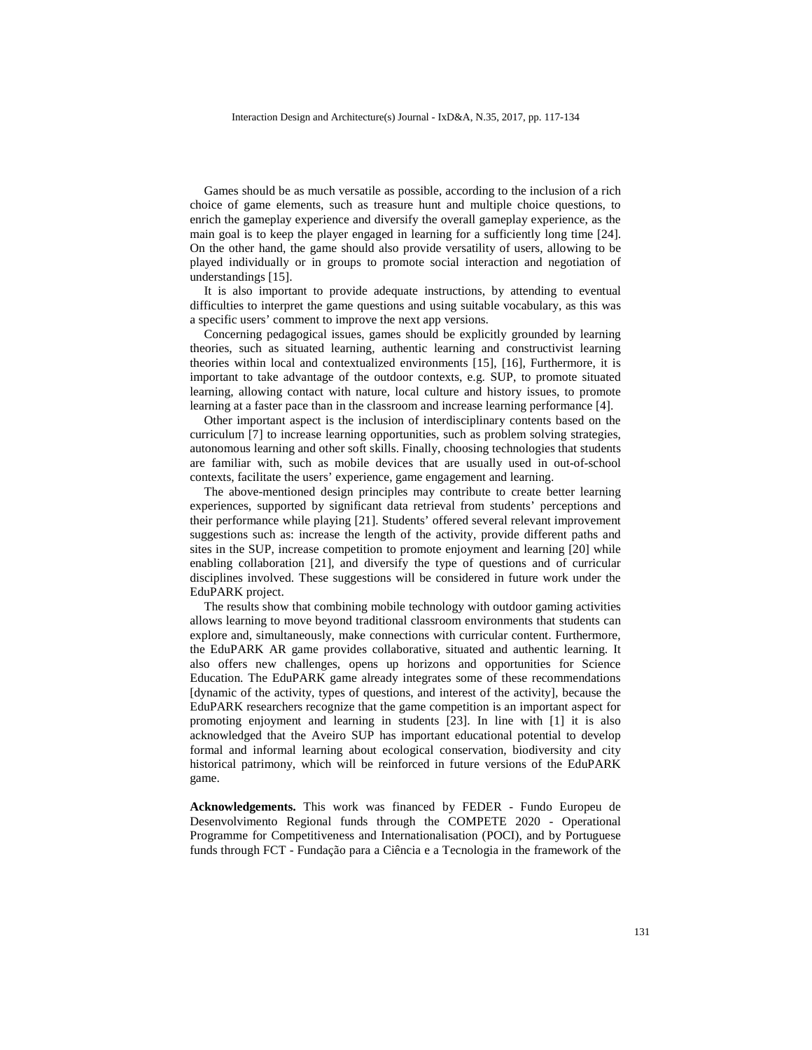Games should be as much versatile as possible, according to the inclusion of a rich choice of game elements, such as treasure hunt and multiple choice questions, to enrich the gameplay experience and diversify the overall gameplay experience, as the main goal is to keep the player engaged in learning for a sufficiently long time [24]. On the other hand, the game should also provide versatility of users, allowing to be played individually or in groups to promote social interaction and negotiation of understandings [15].

It is also important to provide adequate instructions, by attending to eventual difficulties to interpret the game questions and using suitable vocabulary, as this was a specific users' comment to improve the next app versions.

Concerning pedagogical issues, games should be explicitly grounded by learning theories, such as situated learning, authentic learning and constructivist learning theories within local and contextualized environments [15], [16], Furthermore, it is important to take advantage of the outdoor contexts, e.g. SUP, to promote situated learning, allowing contact with nature, local culture and history issues, to promote learning at a faster pace than in the classroom and increase learning performance [4].

Other important aspect is the inclusion of interdisciplinary contents based on the curriculum [7] to increase learning opportunities, such as problem solving strategies, autonomous learning and other soft skills. Finally, choosing technologies that students are familiar with, such as mobile devices that are usually used in out-of-school contexts, facilitate the users' experience, game engagement and learning.

The above-mentioned design principles may contribute to create better learning experiences, supported by significant data retrieval from students' perceptions and their performance while playing [21]. Students' offered several relevant improvement suggestions such as: increase the length of the activity, provide different paths and sites in the SUP, increase competition to promote enjoyment and learning [20] while enabling collaboration [21], and diversify the type of questions and of curricular disciplines involved. These suggestions will be considered in future work under the EduPARK project.

The results show that combining mobile technology with outdoor gaming activities allows learning to move beyond traditional classroom environments that students can explore and, simultaneously, make connections with curricular content. Furthermore, the EduPARK AR game provides collaborative, situated and authentic learning. It also offers new challenges, opens up horizons and opportunities for Science Education. The EduPARK game already integrates some of these recommendations [dynamic of the activity, types of questions, and interest of the activity], because the EduPARK researchers recognize that the game competition is an important aspect for promoting enjoyment and learning in students [23]. In line with [1] it is also acknowledged that the Aveiro SUP has important educational potential to develop formal and informal learning about ecological conservation, biodiversity and city historical patrimony, which will be reinforced in future versions of the EduPARK game.

**Acknowledgements.** This work was financed by FEDER - Fundo Europeu de Desenvolvimento Regional funds through the COMPETE 2020 - Operational Programme for Competitiveness and Internationalisation (POCI), and by Portuguese funds through FCT - Fundação para a Ciência e a Tecnologia in the framework of the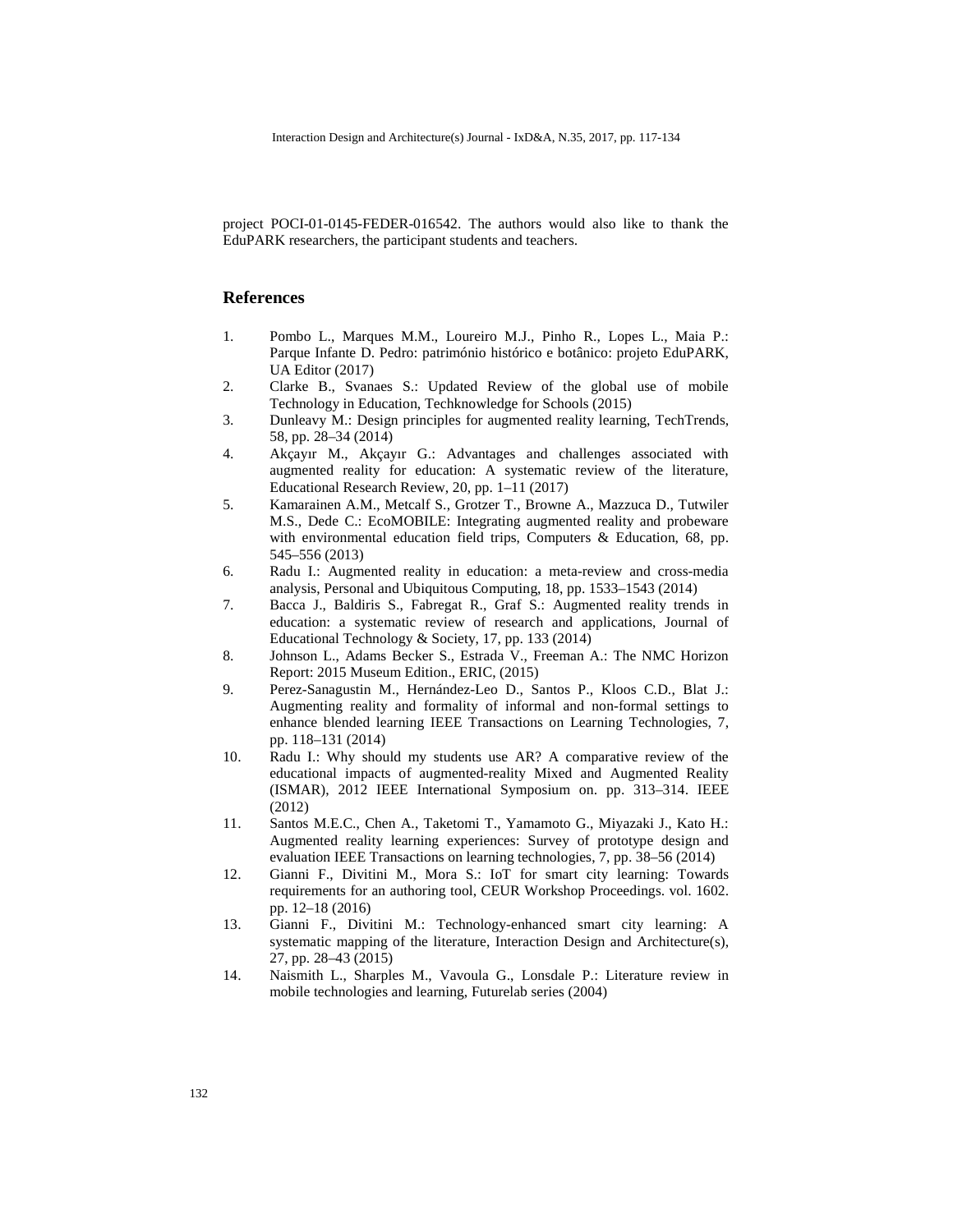project POCI-01-0145-FEDER-016542. The authors would also like to thank the EduPARK researchers, the participant students and teachers.

## References

1. Pombo L., Marques M.M., Loureiro M.J., Pinho R., Lopes L., Maia P.: Parque Infante D. Pedro: património histórico e botânico: projeto EduPARK, UA Editor (2017)
2. Clarke B., Svanaes S.: Updated Review of the global use of mobile Technology in Education, Techknowledge for Schools (2015)
3. Dunleavy M.: Design principles for augmented reality learning, TechTrends, 58, pp. 28–34 (2014)
4. Akçayır M., Akçayır G.: Advantages and challenges associated with augmented reality for education: A systematic review of the literature, Educational Research Review, 20, pp. 1–11 (2017)
5. Kamarainen A.M., Metcalf S., Grotzer T., Browne A., Mazzuca D., Tutwiler M.S., Dede C.: EcoMOBILE: Integrating augmented reality and probeware with environmental education field trips, Computers & Education, 68, pp. 545–556 (2013)
6. Radu I.: Augmented reality in education: a meta-review and cross-media analysis, Personal and Ubiquitous Computing, 18, pp. 1533–1543 (2014)
7. Bacca J., Baldiris S., Fabregat R., Graf S.: Augmented reality trends in education: a systematic review of research and applications, Journal of Educational Technology & Society, 17, pp. 133 (2014)
8. Johnson L., Adams Becker S., Estrada V., Freeman A.: The NMC Horizon Report: 2015 Museum Edition., ERIC, (2015)
9. Perez-Sanagustin M., Hernández-Leo D., Santos P., Kloos C.D., Blat J.: Augmenting reality and formality of informal and non-formal settings to enhance blended learning IEEE Transactions on Learning Technologies, 7, pp. 118–131 (2014)
10. Radu I.: Why should my students use AR? A comparative review of the educational impacts of augmented-reality Mixed and Augmented Reality (ISMAR), 2012 IEEE International Symposium on. pp. 313–314. IEEE (2012)
11. Santos M.E.C., Chen A., Taketomi T., Yamamoto G., Miyazaki J., Kato H.: Augmented reality learning experiences: Survey of prototype design and evaluation IEEE Transactions on learning technologies, 7, pp. 38–56 (2014)
12. Gianni F., Divitini M., Mora S.: IoT for smart city learning: Towards requirements for an authoring tool, CEUR Workshop Proceedings. vol. 1602. pp. 12–18 (2016)
13. Gianni F., Divitini M.: Technology-enhanced smart city learning: A systematic mapping of the literature, Interaction Design and Architecture(s), 27, pp. 28–43 (2015)
14. Naismith L., Sharples M., Vavoula G., Lonsdale P.: Literature review in mobile technologies and learning, Futurelab series (2004)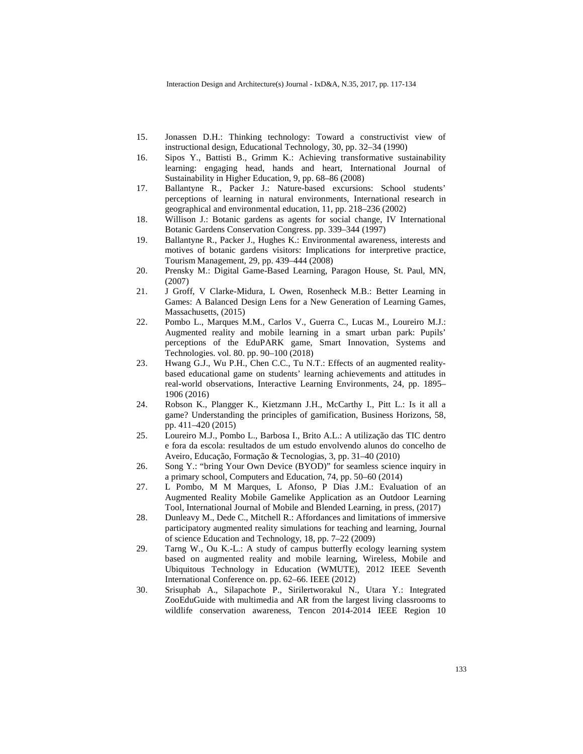15. Jonassen D.H.: Thinking technology: Toward a constructivist view of instructional design, Educational Technology, 30, pp. 32–34 (1990)
16. Sipos Y., Battisti B., Grimm K.: Achieving transformative sustainability learning: engaging head, hands and heart, International Journal of Sustainability in Higher Education, 9, pp. 68–86 (2008)
17. Ballantyne R., Packer J.: Nature-based excursions: School students' perceptions of learning in natural environments, International research in geographical and environmental education, 11, pp. 218–236 (2002)
18. Willison J.: Botanic gardens as agents for social change, IV International Botanic Gardens Conservation Congress. pp. 339–344 (1997)
19. Ballantyne R., Packer J., Hughes K.: Environmental awareness, interests and motives of botanic gardens visitors: Implications for interpretive practice, Tourism Management, 29, pp. 439–444 (2008)
20. Prensky M.: Digital Game-Based Learning, Paragon House, St. Paul, MN, (2007)
21. J Groff, V Clarke-Midura, L Owen, Rosenheck M.B.: Better Learning in Games: A Balanced Design Lens for a New Generation of Learning Games, Massachusetts, (2015)
22. Pombo L., Marques M.M., Carlos V., Guerra C., Lucas M., Loureiro M.J.: Augmented reality and mobile learning in a smart urban park: Pupils' perceptions of the EduPARK game, Smart Innovation, Systems and Technologies. vol. 80. pp. 90–100 (2018)
23. Hwang G.J., Wu P.H., Chen C.C., Tu N.T.: Effects of an augmented reality-based educational game on students' learning achievements and attitudes in real-world observations, Interactive Learning Environments, 24, pp. 1895–1906 (2016)
24. Robson K., Plangger K., Kietzmann J.H., McCarthy I., Pitt L.: Is it all a game? Understanding the principles of gamification, Business Horizons, 58, pp. 411–420 (2015)
25. Loureiro M.J., Pombo L., Barbosa I., Brito A.L.: A utilização das TIC dentro e fora da escola: resultados de um estudo envolvendo alunos do concelho de Aveiro, Educação, Formação & Tecnologias, 3, pp. 31–40 (2010)
26. Song Y.: "bring Your Own Device (BYOD)" for seamless science inquiry in a primary school, Computers and Education, 74, pp. 50–60 (2014)
27. L Pombo, M M Marques, L Afonso, P Dias J.M.: Evaluation of an Augmented Reality Mobile Gamelike Application as an Outdoor Learning Tool, International Journal of Mobile and Blended Learning, in press, (2017)
28. Dunleavy M., Dede C., Mitchell R.: Affordances and limitations of immersive participatory augmented reality simulations for teaching and learning, Journal of science Education and Technology, 18, pp. 7–22 (2009)
29. Tarng W., Ou K.-L.: A study of campus butterfly ecology learning system based on augmented reality and mobile learning, Wireless, Mobile and Ubiquitous Technology in Education (WMUTE), 2012 IEEE Seventh International Conference on. pp. 62–66. IEEE (2012)
30. Srisuphab A., Silapachote P., Sirilertworakul N., Utara Y.: Integrated ZooEduGuide with multimedia and AR from the largest living classrooms to wildlife conservation awareness, Tencon 2014-2014 IEEE Region 10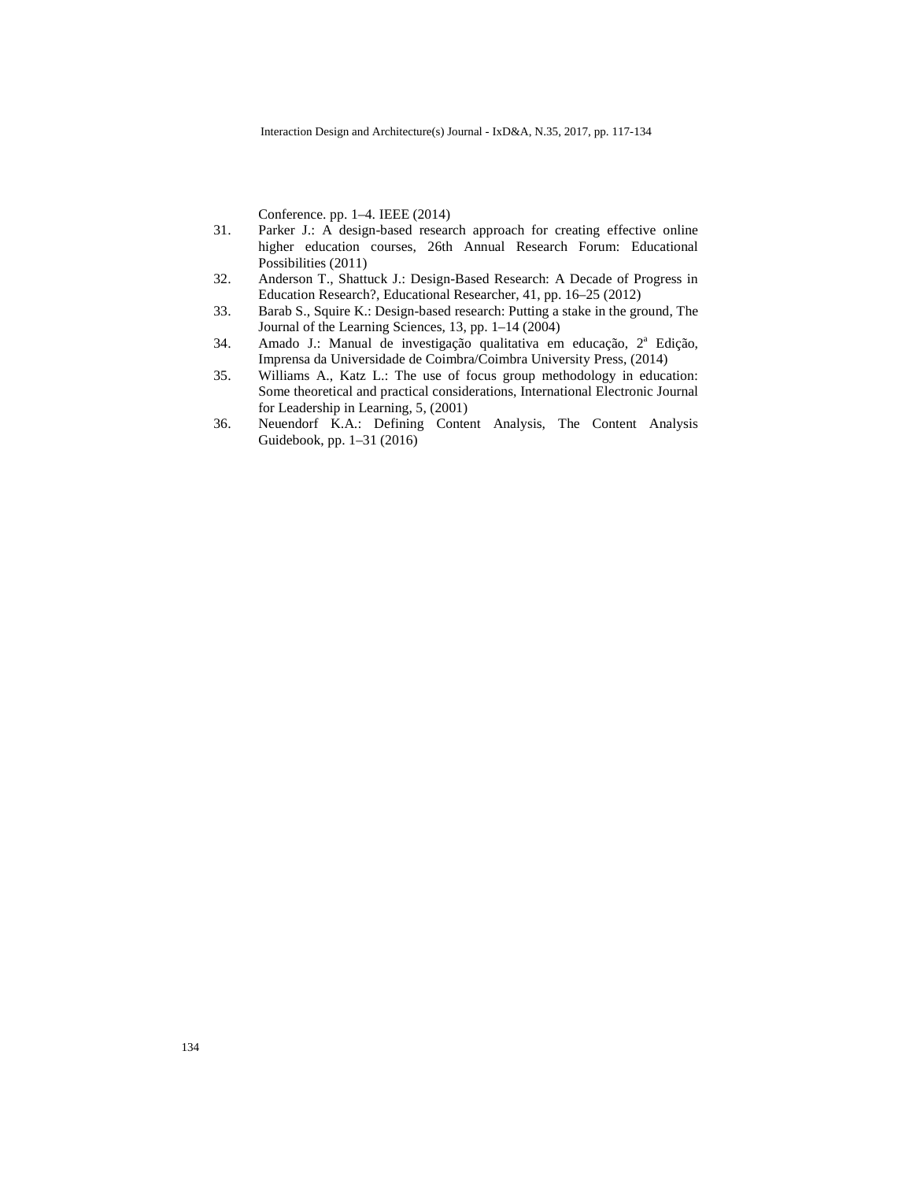Conference. pp. 1–4. IEEE (2014)

31. Parker J.: A design-based research approach for creating effective online higher education courses, 26th Annual Research Forum: Educational Possibilities (2011)
32. Anderson T., Shattuck J.: Design-Based Research: A Decade of Progress in Education Research?, Educational Researcher, 41, pp. 16–25 (2012)
33. Barab S., Squire K.: Design-based research: Putting a stake in the ground, The Journal of the Learning Sciences, 13, pp. 1–14 (2004)
34. Amado J.: Manual de investigação qualitativa em educação, 2ª Edição, Imprensa da Universidade de Coimbra/Coimbra University Press, (2014)
35. Williams A., Katz L.: The use of focus group methodology in education: Some theoretical and practical considerations, International Electronic Journal for Leadership in Learning, 5, (2001)
36. Neuendorf K.A.: Defining Content Analysis, The Content Analysis Guidebook, pp. 1–31 (2016)